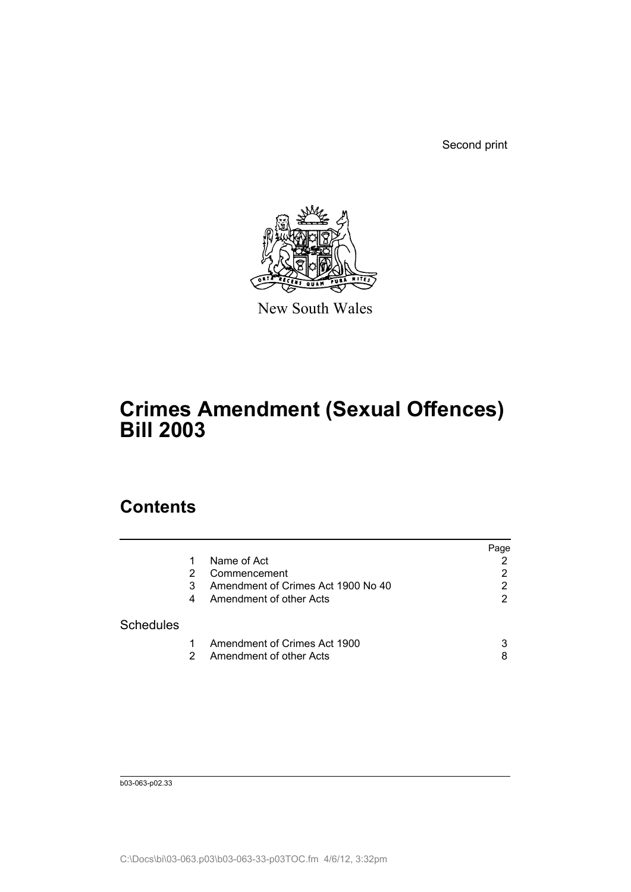Second print

New South Wales

# Crimes Amendment (Sexual Offences) Bill 2003

## Contents

| | | | Page |
|---|---|---|---|
| | 1 | Name of Act | 2 |
| | 2 | Commencement | 2 |
| | 3 | Amendment of Crimes Act 1900 No 40 | 2 |
| | 4 | Amendment of other Acts | 2 |
| Schedules | | | |
| | 1 | Amendment of Crimes Act 1900 | 3 |
| | 2 | Amendment of other Acts | 8 |

b03-063-p02.33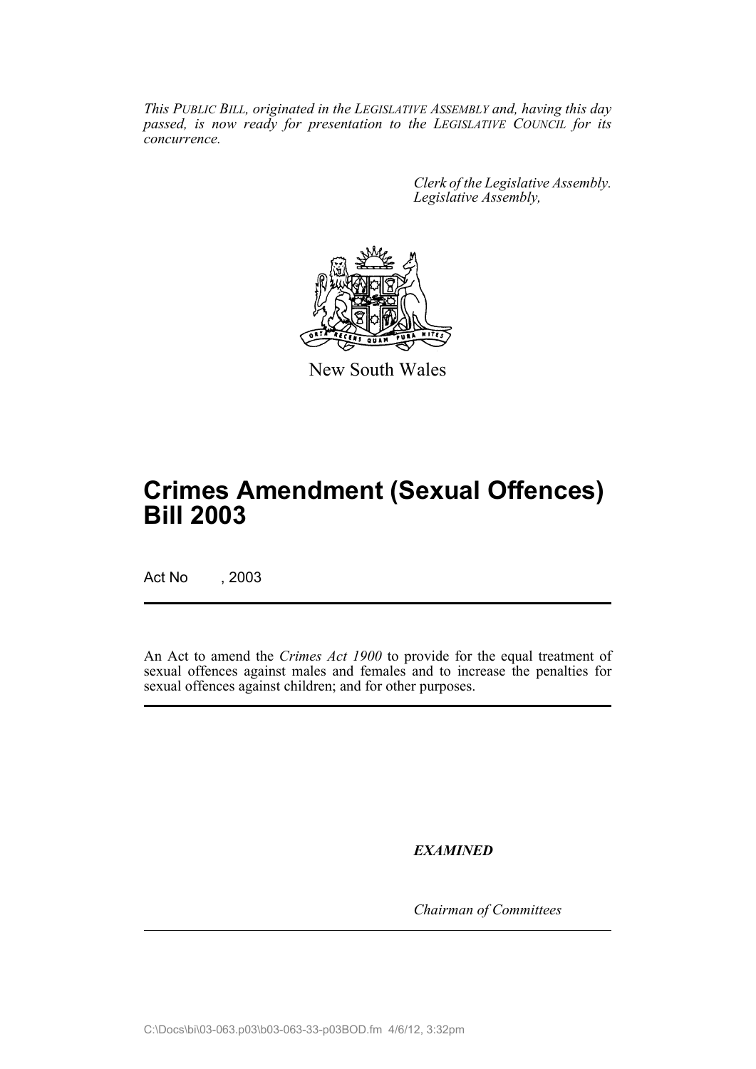*This PUBLIC BILL, originated in the LEGISLATIVE ASSEMBLY and, having this day passed, is now ready for presentation to the LEGISLATIVE COUNCIL for its concurrence.*

*Clerk of the Legislative Assembly.*
*Legislative Assembly,*

New South Wales

# Crimes Amendment (Sexual Offences) Bill 2003

Act No , 2003

An Act to amend the *Crimes Act 1900* to provide for the equal treatment of sexual offences against males and females and to increase the penalties for sexual offences against children; and for other purposes.

***EXAMINED***

*Chairman of Committees*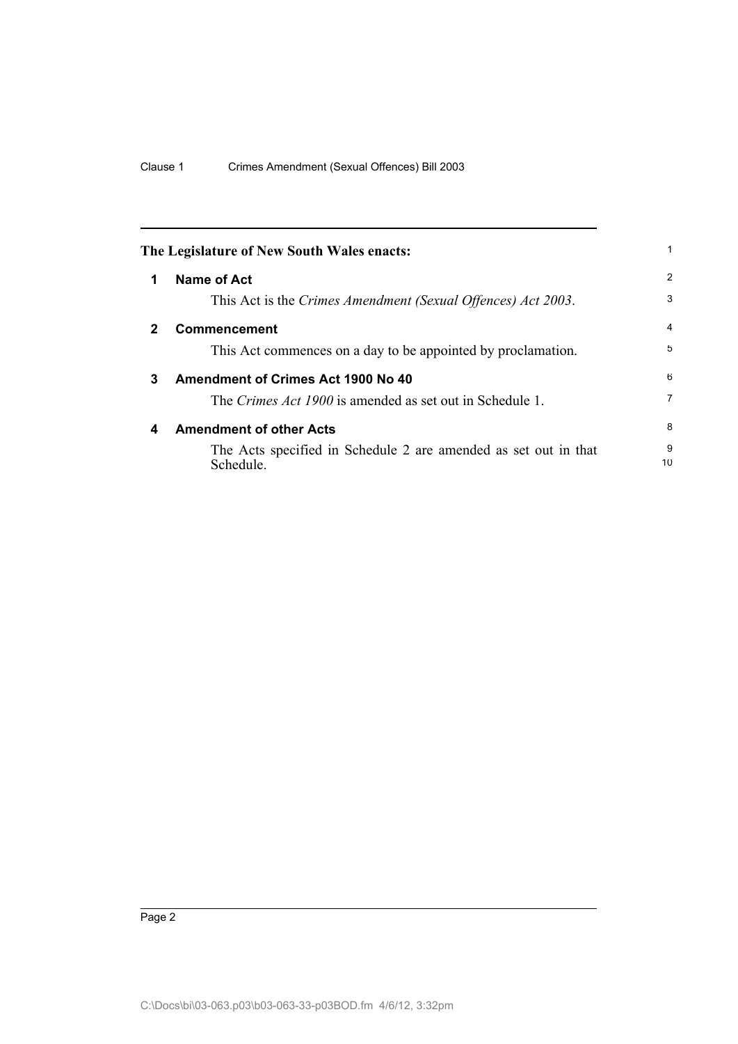**The Legislature of New South Wales enacts:**

## 1 Name of Act

This Act is the *Crimes Amendment (Sexual Offences) Act 2003*.

## 2 Commencement

This Act commences on a day to be appointed by proclamation.

## 3 Amendment of Crimes Act 1900 No 40

The *Crimes Act 1900* is amended as set out in Schedule 1.

## 4 Amendment of other Acts

The Acts specified in Schedule 2 are amended as set out in that Schedule.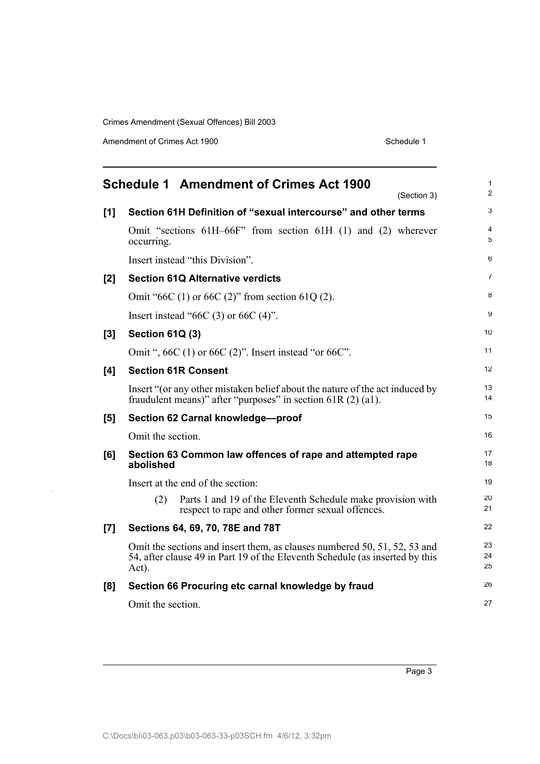## Schedule 1 Amendment of Crimes Act 1900

(Section 3)

**[1] Section 61H Definition of "sexual intercourse" and other terms**

Omit "sections 61H–66F" from section 61H (1) and (2) wherever occurring.

Insert instead "this Division".

**[2] Section 61Q Alternative verdicts**

Omit "66C (1) or 66C (2)" from section 61Q (2).

Insert instead "66C (3) or 66C (4)".

**[3] Section 61Q (3)**

Omit ", 66C (1) or 66C (2)". Insert instead "or 66C".

**[4] Section 61R Consent**

Insert "(or any other mistaken belief about the nature of the act induced by fraudulent means)" after "purposes" in section 61R (2) (a1).

**[5] Section 62 Carnal knowledge—proof**

Omit the section.

**[6] Section 63 Common law offences of rape and attempted rape abolished**

Insert at the end of the section:

(2) Parts 1 and 19 of the Eleventh Schedule make provision with respect to rape and other former sexual offences.

**[7] Sections 64, 69, 70, 78E and 78T**

Omit the sections and insert them, as clauses numbered 50, 51, 52, 53 and 54, after clause 49 in Part 19 of the Eleventh Schedule (as inserted by this Act).

**[8] Section 66 Procuring etc carnal knowledge by fraud**

Omit the section.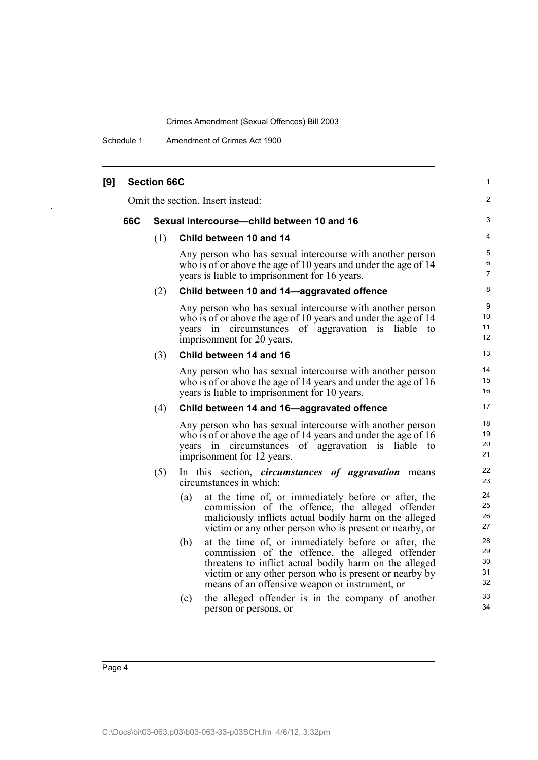## [9] Section 66C

Omit the section. Insert instead:

### 66C Sexual intercourse—child between 10 and 16

(1) **Child between 10 and 14**

Any person who has sexual intercourse with another person who is of or above the age of 10 years and under the age of 14 years is liable to imprisonment for 16 years.

(2) **Child between 10 and 14—aggravated offence**

Any person who has sexual intercourse with another person who is of or above the age of 10 years and under the age of 14 years in circumstances of aggravation is liable to imprisonment for 20 years.

(3) **Child between 14 and 16**

Any person who has sexual intercourse with another person who is of or above the age of 14 years and under the age of 16 years is liable to imprisonment for 10 years.

(4) **Child between 14 and 16—aggravated offence**

Any person who has sexual intercourse with another person who is of or above the age of 14 years and under the age of 16 years in circumstances of aggravation is liable to imprisonment for 12 years.

(5) In this section, ***circumstances of aggravation*** means circumstances in which:

(a) at the time of, or immediately before or after, the commission of the offence, the alleged offender maliciously inflicts actual bodily harm on the alleged victim or any other person who is present or nearby, or

(b) at the time of, or immediately before or after, the commission of the offence, the alleged offender threatens to inflict actual bodily harm on the alleged victim or any other person who is present or nearby by means of an offensive weapon or instrument, or

(c) the alleged offender is in the company of another person or persons, or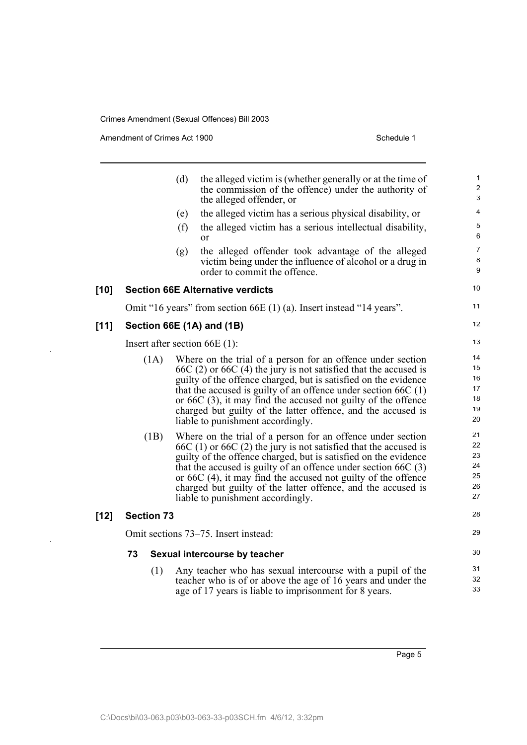(d) the alleged victim is (whether generally or at the time of the commission of the offence) under the authority of the alleged offender, or

(e) the alleged victim has a serious physical disability, or

(f) the alleged victim has a serious intellectual disability, or

(g) the alleged offender took advantage of the alleged victim being under the influence of alcohol or a drug in order to commit the offence.

### [10] Section 66E Alternative verdicts

Omit "16 years" from section 66E (1) (a). Insert instead "14 years".

### [11] Section 66E (1A) and (1B)

Insert after section 66E (1):

(1A) Where on the trial of a person for an offence under section 66C (2) or 66C (4) the jury is not satisfied that the accused is guilty of the offence charged, but is satisfied on the evidence that the accused is guilty of an offence under section 66C (1) or 66C (3), it may find the accused not guilty of the offence charged but guilty of the latter offence, and the accused is liable to punishment accordingly.

(1B) Where on the trial of a person for an offence under section 66C (1) or 66C (2) the jury is not satisfied that the accused is guilty of the offence charged, but is satisfied on the evidence that the accused is guilty of an offence under section 66C (3) or 66C (4), it may find the accused not guilty of the offence charged but guilty of the latter offence, and the accused is liable to punishment accordingly.

### [12] Section 73

Omit sections 73–75. Insert instead:

#### 73 Sexual intercourse by teacher

(1) Any teacher who has sexual intercourse with a pupil of the teacher who is of or above the age of 16 years and under the age of 17 years is liable to imprisonment for 8 years.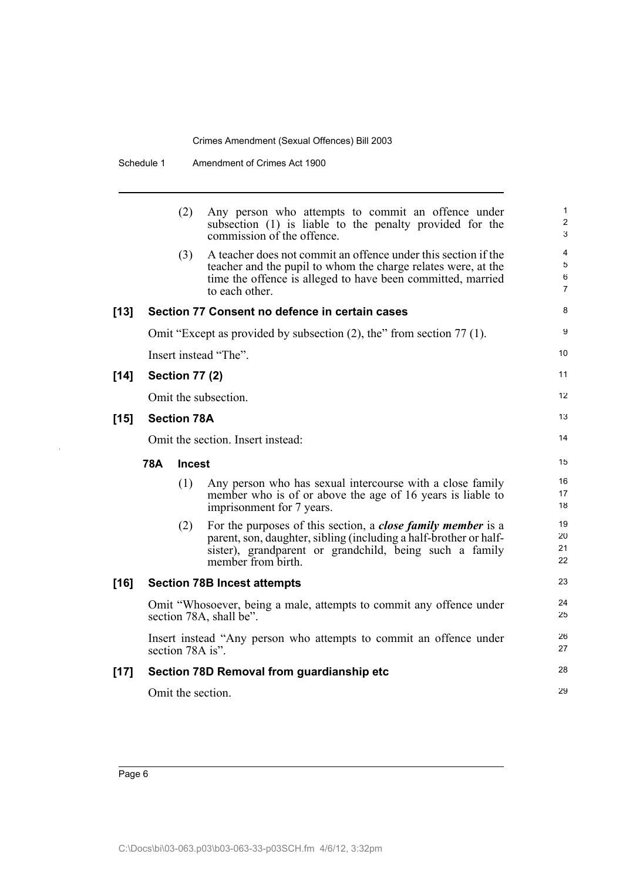(2) Any person who attempts to commit an offence under subsection (1) is liable to the penalty provided for the commission of the offence.

(3) A teacher does not commit an offence under this section if the teacher and the pupil to whom the charge relates were, at the time the offence is alleged to have been committed, married to each other.

### [13] Section 77 Consent no defence in certain cases

Omit "Except as provided by subsection (2), the" from section 77 (1).

Insert instead "The".

### [14] Section 77 (2)

Omit the subsection.

### [15] Section 78A

Omit the section. Insert instead:

**78A Incest**

(1) Any person who has sexual intercourse with a close family member who is of or above the age of 16 years is liable to imprisonment for 7 years.

(2) For the purposes of this section, a ***close family member*** is a parent, son, daughter, sibling (including a half-brother or half-sister), grandparent or grandchild, being such a family member from birth.

### [16] Section 78B Incest attempts

Omit "Whosoever, being a male, attempts to commit any offence under section 78A, shall be".

Insert instead "Any person who attempts to commit an offence under section 78A is".

### [17] Section 78D Removal from guardianship etc

Omit the section.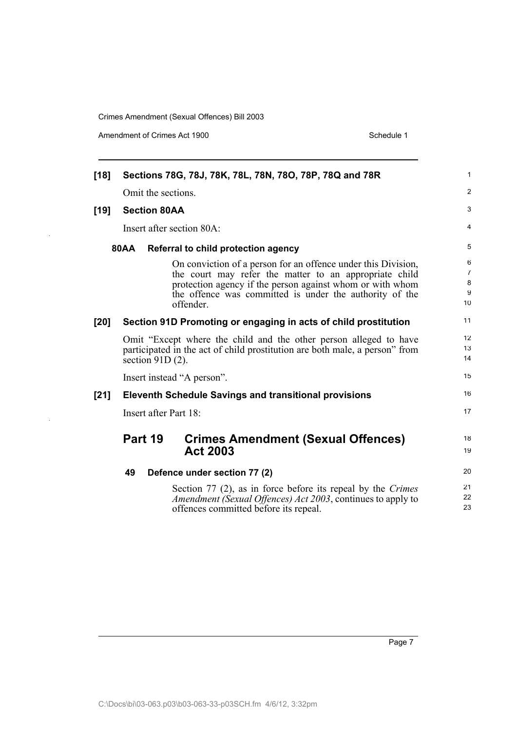**[18] Sections 78G, 78J, 78K, 78L, 78N, 78O, 78P, 78Q and 78R**

Omit the sections.

**[19] Section 80AA**

Insert after section 80A:

**80AA Referral to child protection agency**

On conviction of a person for an offence under this Division, the court may refer the matter to an appropriate child protection agency if the person against whom or with whom the offence was committed is under the authority of the offender.

**[20] Section 91D Promoting or engaging in acts of child prostitution**

Omit "Except where the child and the other person alleged to have participated in the act of child prostitution are both male, a person" from section 91D (2).

Insert instead "A person".

**[21] Eleventh Schedule Savings and transitional provisions**

Insert after Part 18:

## Part 19 Crimes Amendment (Sexual Offences) Act 2003

**49 Defence under section 77 (2)**

Section 77 (2), as in force before its repeal by the *Crimes Amendment (Sexual Offences) Act 2003*, continues to apply to offences committed before its repeal.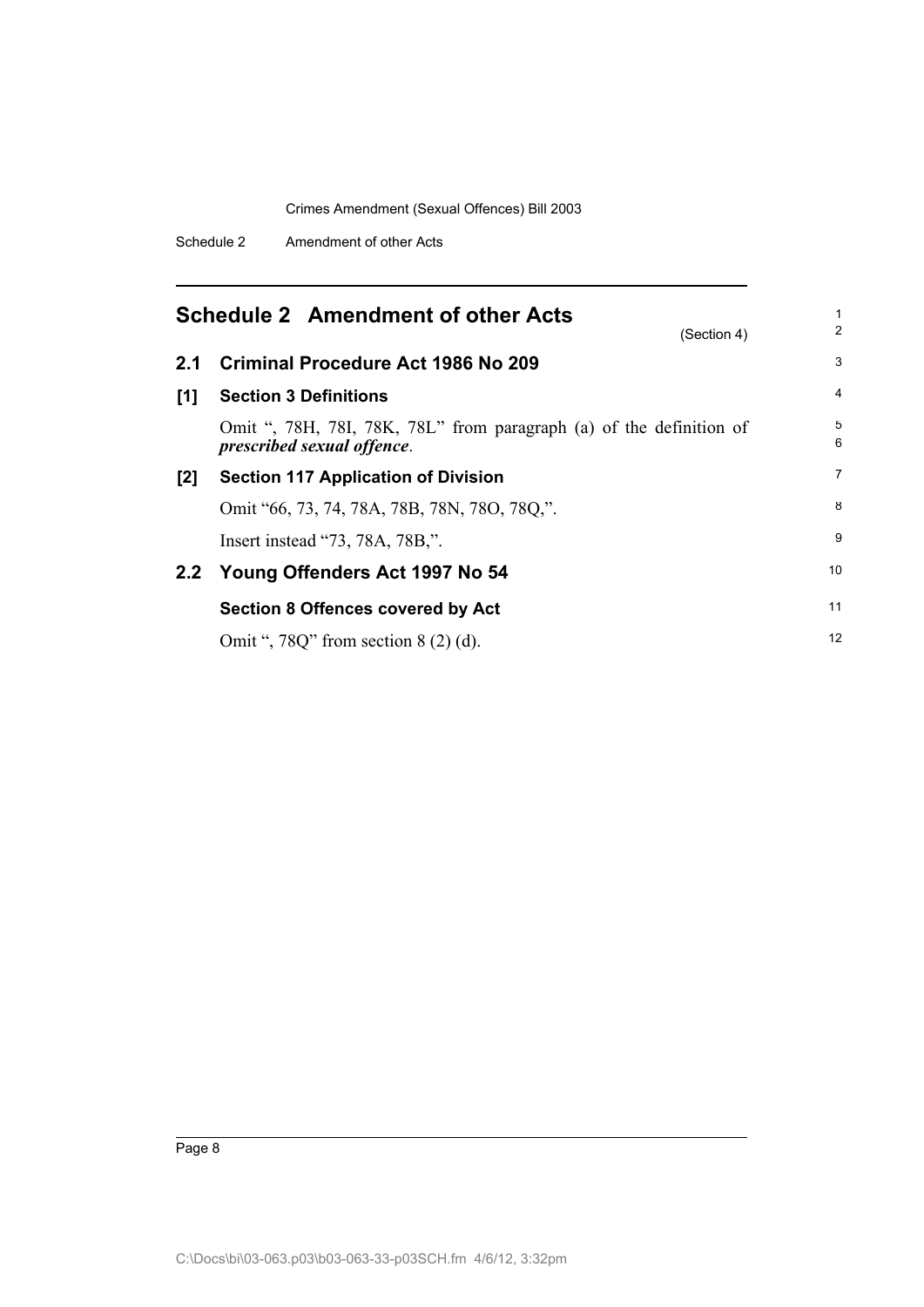## Schedule 2 Amendment of other Acts

(Section 4)

### 2.1 Criminal Procedure Act 1986 No 209

**[1] Section 3 Definitions**

Omit ", 78H, 78I, 78K, 78L" from paragraph (a) of the definition of ***prescribed sexual offence***.

**[2] Section 117 Application of Division**

Omit "66, 73, 74, 78A, 78B, 78N, 78O, 78Q,".

Insert instead "73, 78A, 78B,".

### 2.2 Young Offenders Act 1997 No 54

**Section 8 Offences covered by Act**

Omit ", 78Q" from section 8 (2) (d).